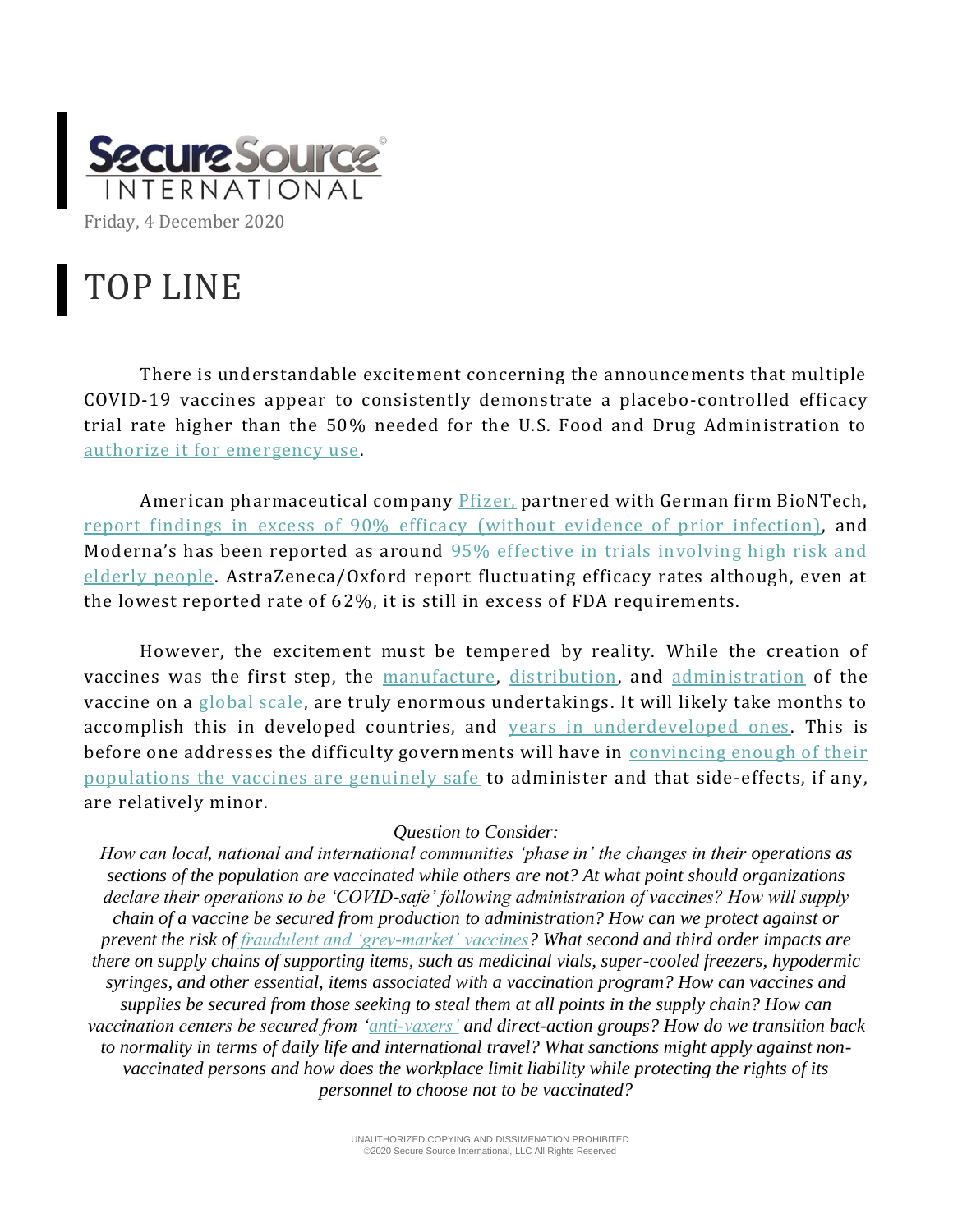SecureSource© INTERNATIONAL

Friday, 4 December 2020

# TOP LINE

There is understandable excitement concerning the announcements that multiple COVID-19 vaccines appear to consistently demonstrate a placebo-controlled efficacy trial rate higher than the 50% needed for the U.S. Food and Drug Administration to authorize it for emergency use.

American pharmaceutical company Pfizer, partnered with German firm BioNTech, report findings in excess of 90% efficacy (without evidence of prior infection), and Moderna's has been reported as around 95% effective in trials involving high risk and elderly people. AstraZeneca/Oxford report fluctuating efficacy rates although, even at the lowest reported rate of 62%, it is still in excess of FDA requirements.

However, the excitement must be tempered by reality. While the creation of vaccines was the first step, the manufacture, distribution, and administration of the vaccine on a global scale, are truly enormous undertakings. It will likely take months to accomplish this in developed countries, and years in underdeveloped ones. This is before one addresses the difficulty governments will have in convincing enough of their populations the vaccines are genuinely safe to administer and that side-effects, if any, are relatively minor.

*Question to Consider:*

*How can local, national and international communities 'phase in' the changes in their operations as sections of the population are vaccinated while others are not? At what point should organizations declare their operations to be 'COVID-safe' following administration of vaccines? How will supply chain of a vaccine be secured from production to administration? How can we protect against or prevent the risk of fraudulent and 'grey-market' vaccines? What second and third order impacts are there on supply chains of supporting items, such as medicinal vials, super-cooled freezers, hypodermic syringes, and other essential, items associated with a vaccination program? How can vaccines and supplies be secured from those seeking to steal them at all points in the supply chain? How can vaccination centers be secured from 'anti-vaxers' and direct-action groups? How do we transition back to normality in terms of daily life and international travel? What sanctions might apply against non-vaccinated persons and how does the workplace limit liability while protecting the rights of its personnel to choose not to be vaccinated?*

UNAUTHORIZED COPYING AND DISSIMENATION PROHIBITED
©2020 Secure Source International, LLC All Rights Reserved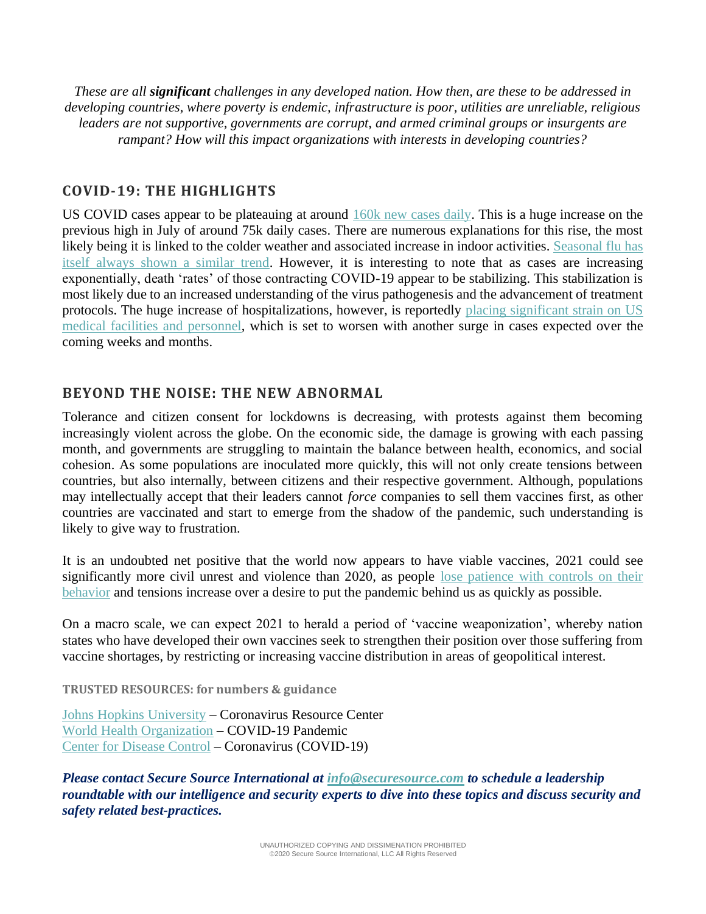*These are all **significant** challenges in any developed nation. How then, are these to be addressed in developing countries, where poverty is endemic, infrastructure is poor, utilities are unreliable, religious leaders are not supportive, governments are corrupt, and armed criminal groups or insurgents are rampant? How will this impact organizations with interests in developing countries?*

## COVID-19: THE HIGHLIGHTS

US COVID cases appear to be plateauing at around 160k new cases daily. This is a huge increase on the previous high in July of around 75k daily cases. There are numerous explanations for this rise, the most likely being it is linked to the colder weather and associated increase in indoor activities. Seasonal flu has itself always shown a similar trend. However, it is interesting to note that as cases are increasing exponentially, death 'rates' of those contracting COVID-19 appear to be stabilizing. This stabilization is most likely due to an increased understanding of the virus pathogenesis and the advancement of treatment protocols. The huge increase of hospitalizations, however, is reportedly placing significant strain on US medical facilities and personnel, which is set to worsen with another surge in cases expected over the coming weeks and months.

## BEYOND THE NOISE: THE NEW ABNORMAL

Tolerance and citizen consent for lockdowns is decreasing, with protests against them becoming increasingly violent across the globe. On the economic side, the damage is growing with each passing month, and governments are struggling to maintain the balance between health, economics, and social cohesion. As some populations are inoculated more quickly, this will not only create tensions between countries, but also internally, between citizens and their respective government. Although, populations may intellectually accept that their leaders cannot *force* companies to sell them vaccines first, as other countries are vaccinated and start to emerge from the shadow of the pandemic, such understanding is likely to give way to frustration.

It is an undoubted net positive that the world now appears to have viable vaccines, 2021 could see significantly more civil unrest and violence than 2020, as people lose patience with controls on their behavior and tensions increase over a desire to put the pandemic behind us as quickly as possible.

On a macro scale, we can expect 2021 to herald a period of 'vaccine weaponization', whereby nation states who have developed their own vaccines seek to strengthen their position over those suffering from vaccine shortages, by restricting or increasing vaccine distribution in areas of geopolitical interest.

**TRUSTED RESOURCES: for numbers & guidance**

Johns Hopkins University – Coronavirus Resource Center
World Health Organization – COVID-19 Pandemic
Center for Disease Control – Coronavirus (COVID-19)

***Please contact Secure Source International at info@securesource.com to schedule a leadership roundtable with our intelligence and security experts to dive into these topics and discuss security and safety related best-practices.***

UNAUTHORIZED COPYING AND DISSIMENATION PROHIBITED
©2020 Secure Source International, LLC All Rights Reserved